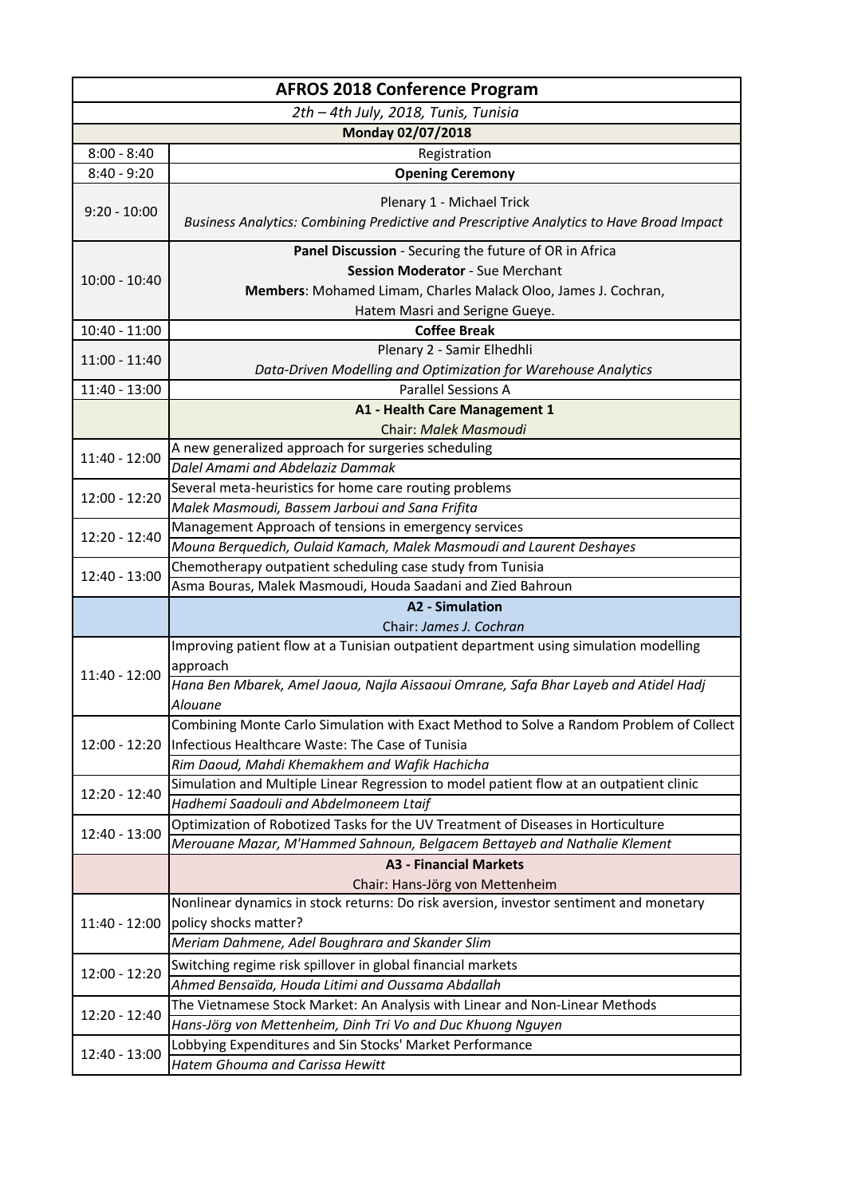| AFROS 2018 Conference Program | |
|---|---|
| *2th – 4th July, 2018, Tunis, Tunisia* | |
| **Monday 02/07/2018** | |
| 8:00 - 8:40 | Registration |
| 8:40 - 9:20 | **Opening Ceremony** |
| 9:20 - 10:00 | Plenary 1 - Michael Trick<br>*Business Analytics: Combining Predictive and Prescriptive Analytics to Have Broad Impact* |
| 10:00 - 10:40 | **Panel Discussion** - Securing the future of OR in Africa<br>**Session Moderator** - Sue Merchant<br>**Members**: Mohamed Limam, Charles Malack Oloo, James J. Cochran, Hatem Masri and Serigne Gueye. |
| 10:40 - 11:00 | **Coffee Break** |
| 11:00 - 11:40 | Plenary 2 - Samir Elhedhli<br>*Data-Driven Modelling and Optimization for Warehouse Analytics* |
| 11:40 - 13:00 | Parallel Sessions A |
| | **A1 - Health Care Management 1**<br>Chair: *Malek Masmoudi* |
| 11:40 - 12:00 | A new generalized approach for surgeries scheduling<br>*Dalel Amami and Abdelaziz Dammak* |
| 12:00 - 12:20 | Several meta-heuristics for home care routing problems<br>*Malek Masmoudi, Bassem Jarboui and Sana Frifita* |
| 12:20 - 12:40 | Management Approach of tensions in emergency services<br>*Mouna Berquedich, Oulaid Kamach, Malek Masmoudi and Laurent Deshayes* |
| 12:40 - 13:00 | Chemotherapy outpatient scheduling case study from Tunisia<br>Asma Bouras, Malek Masmoudi, Houda Saadani and Zied Bahroun |
| | **A2 - Simulation**<br>Chair: *James J. Cochran* |
| 11:40 - 12:00 | Improving patient flow at a Tunisian outpatient department using simulation modelling approach<br>*Hana Ben Mbarek, Amel Jaoua, Najla Aissaoui Omrane, Safa Bhar Layeb and Atidel Hadj Alouane* |
| 12:00 - 12:20 | Combining Monte Carlo Simulation with Exact Method to Solve a Random Problem of Collect Infectious Healthcare Waste: The Case of Tunisia<br>*Rim Daoud, Mahdi Khemakhem and Wafik Hachicha* |
| 12:20 - 12:40 | Simulation and Multiple Linear Regression to model patient flow at an outpatient clinic<br>*Hadhemi Saadouli and Abdelmoneem Ltaif* |
| 12:40 - 13:00 | Optimization of Robotized Tasks for the UV Treatment of Diseases in Horticulture<br>*Merouane Mazar, M'Hammed Sahnoun, Belgacem Bettayeb and Nathalie Klement* |
| | **A3 - Financial Markets**<br>Chair: Hans-Jörg von Mettenheim |
| 11:40 - 12:00 | Nonlinear dynamics in stock returns: Do risk aversion, investor sentiment and monetary policy shocks matter?<br>*Meriam Dahmene, Adel Boughrara and Skander Slim* |
| 12:00 - 12:20 | Switching regime risk spillover in global financial markets<br>*Ahmed Bensaïda, Houda Litimi and Oussama Abdallah* |
| 12:20 - 12:40 | The Vietnamese Stock Market: An Analysis with Linear and Non-Linear Methods<br>*Hans-Jörg von Mettenheim, Dinh Tri Vo and Duc Khuong Nguyen* |
| 12:40 - 13:00 | Lobbying Expenditures and Sin Stocks' Market Performance<br>*Hatem Ghouma and Carissa Hewitt* |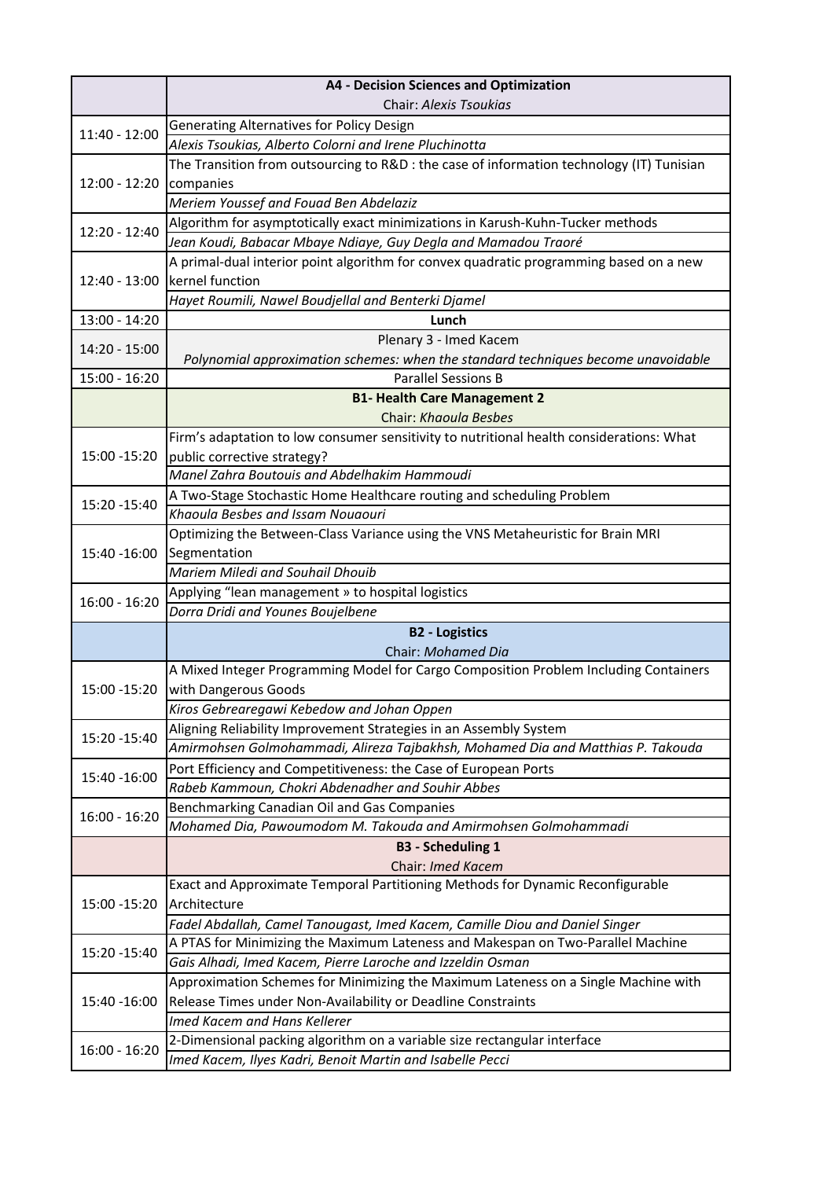| | A4 - Decision Sciences and Optimization<br>Chair: *Alexis Tsoukias* |
|---|---|
| 11:40 - 12:00 | Generating Alternatives for Policy Design<br>*Alexis Tsoukias, Alberto Colorni and Irene Pluchinotta* |
| 12:00 - 12:20 | The Transition from outsourcing to R&D : the case of information technology (IT) Tunisian companies<br>*Meriem Youssef and Fouad Ben Abdelaziz* |
| 12:20 - 12:40 | Algorithm for asymptotically exact minimizations in Karush-Kuhn-Tucker methods<br>*Jean Koudi, Babacar Mbaye Ndiaye, Guy Degla and Mamadou Traoré* |
| 12:40 - 13:00 | A primal-dual interior point algorithm for convex quadratic programming based on a new kernel function<br>*Hayet Roumili, Nawel Boudjellal and Benterki Djamel* |
| 13:00 - 14:20 | **Lunch** |
| 14:20 - 15:00 | Plenary 3 - Imed Kacem<br>*Polynomial approximation schemes: when the standard techniques become unavoidable* |
| 15:00 - 16:20 | Parallel Sessions B |
| | **B1- Health Care Management 2**<br>Chair: *Khaoula Besbes* |
| 15:00 -15:20 | Firm's adaptation to low consumer sensitivity to nutritional health considerations: What public corrective strategy?<br>*Manel Zahra Boutouis and Abdelhakim Hammoudi* |
| 15:20 -15:40 | A Two-Stage Stochastic Home Healthcare routing and scheduling Problem<br>*Khaoula Besbes and Issam Nouaouri* |
| 15:40 -16:00 | Optimizing the Between-Class Variance using the VNS Metaheuristic for Brain MRI Segmentation<br>*Mariem Miledi and Souhail Dhouib* |
| 16:00 - 16:20 | Applying "lean management » to hospital logistics<br>*Dorra Dridi and Younes Boujelbene* |
| | **B2 - Logistics**<br>Chair: *Mohamed Dia* |
| 15:00 -15:20 | A Mixed Integer Programming Model for Cargo Composition Problem Including Containers with Dangerous Goods<br>*Kiros Gebrearegawi Kebedow and Johan Oppen* |
| 15:20 -15:40 | Aligning Reliability Improvement Strategies in an Assembly System<br>*Amirmohsen Golmohammadi, Alireza Tajbakhsh, Mohamed Dia and Matthias P. Takouda* |
| 15:40 -16:00 | Port Efficiency and Competitiveness: the Case of European Ports<br>*Rabeb Kammoun, Chokri Abdenadher and Souhir Abbes* |
| 16:00 - 16:20 | Benchmarking Canadian Oil and Gas Companies<br>*Mohamed Dia, Pawoumodom M. Takouda and Amirmohsen Golmohammadi* |
| | **B3 - Scheduling 1**<br>Chair: *Imed Kacem* |
| 15:00 -15:20 | Exact and Approximate Temporal Partitioning Methods for Dynamic Reconfigurable Architecture<br>*Fadel Abdallah, Camel Tanougast, Imed Kacem, Camille Diou and Daniel Singer* |
| 15:20 -15:40 | A PTAS for Minimizing the Maximum Lateness and Makespan on Two-Parallel Machine<br>*Gais Alhadi, Imed Kacem, Pierre Laroche and Izzeldin Osman* |
| 15:40 -16:00 | Approximation Schemes for Minimizing the Maximum Lateness on a Single Machine with Release Times under Non-Availability or Deadline Constraints<br>*Imed Kacem and Hans Kellerer* |
| 16:00 - 16:20 | 2-Dimensional packing algorithm on a variable size rectangular interface<br>*Imed Kacem, Ilyes Kadri, Benoit Martin and Isabelle Pecci* |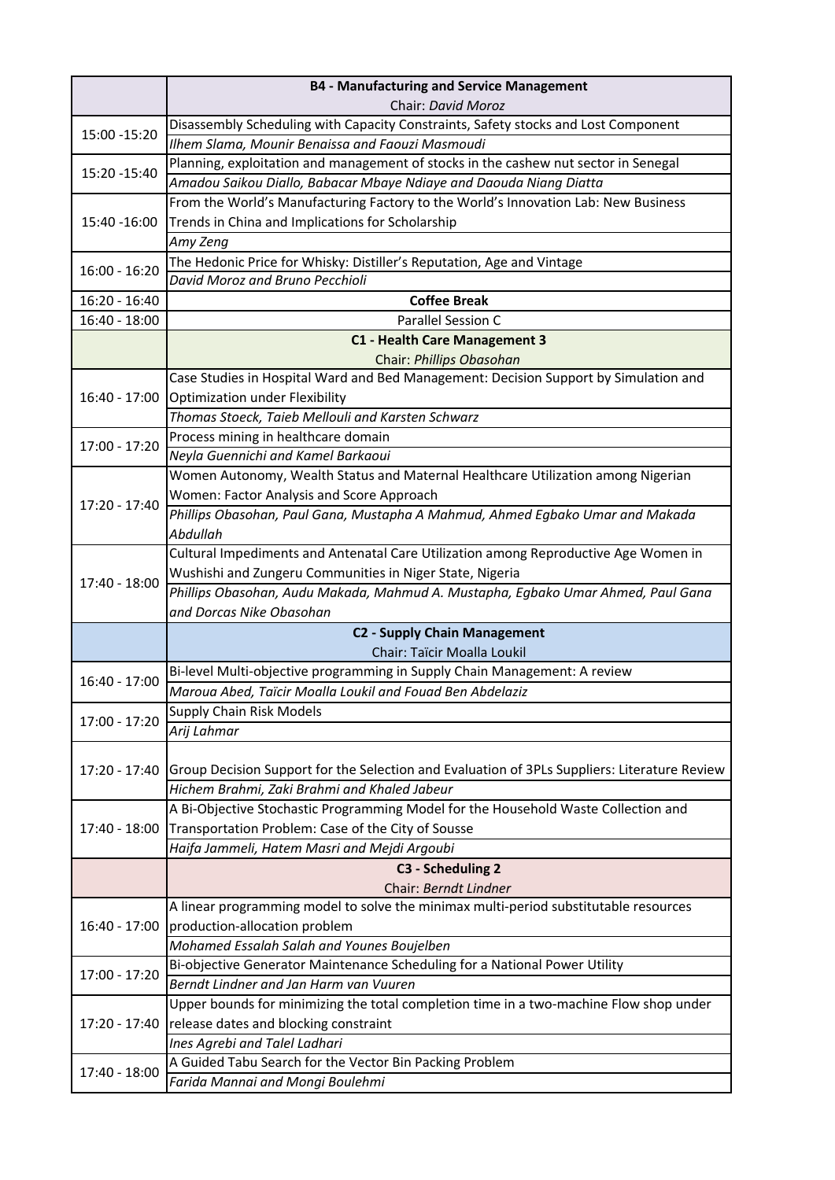| | |
|---|---|
| | **B4 - Manufacturing and Service Management**<br>Chair: *David Moroz* |
| 15:00 -15:20 | Disassembly Scheduling with Capacity Constraints, Safety stocks and Lost Component<br>*Ilhem Slama, Mounir Benaissa and Faouzi Masmoudi* |
| 15:20 -15:40 | Planning, exploitation and management of stocks in the cashew nut sector in Senegal<br>*Amadou Saikou Diallo, Babacar Mbaye Ndiaye and Daouda Niang Diatta* |
| 15:40 -16:00 | From the World's Manufacturing Factory to the World's Innovation Lab: New Business Trends in China and Implications for Scholarship<br>*Amy Zeng* |
| 16:00 - 16:20 | The Hedonic Price for Whisky: Distiller's Reputation, Age and Vintage<br>*David Moroz and Bruno Pecchioli* |
| 16:20 - 16:40 | **Coffee Break** |
| 16:40 - 18:00 | Parallel Session C |
| | **C1 - Health Care Management 3**<br>Chair: *Phillips Obasohan* |
| 16:40 - 17:00 | Case Studies in Hospital Ward and Bed Management: Decision Support by Simulation and Optimization under Flexibility<br>*Thomas Stoeck, Taieb Mellouli and Karsten Schwarz* |
| 17:00 - 17:20 | Process mining in healthcare domain<br>*Neyla Guennichi and Kamel Barkaoui* |
| 17:20 - 17:40 | Women Autonomy, Wealth Status and Maternal Healthcare Utilization among Nigerian Women: Factor Analysis and Score Approach<br>*Phillips Obasohan, Paul Gana, Mustapha A Mahmud, Ahmed Egbako Umar and Makada Abdullah* |
| 17:40 - 18:00 | Cultural Impediments and Antenatal Care Utilization among Reproductive Age Women in Wushishi and Zungeru Communities in Niger State, Nigeria<br>*Phillips Obasohan, Audu Makada, Mahmud A. Mustapha, Egbako Umar Ahmed, Paul Gana and Dorcas Nike Obasohan* |
| | **C2 - Supply Chain Management**<br>Chair: Taïcir Moalla Loukil |
| 16:40 - 17:00 | Bi-level Multi-objective programming in Supply Chain Management: A review<br>*Maroua Abed, Taïcir Moalla Loukil and Fouad Ben Abdelaziz* |
| 17:00 - 17:20 | Supply Chain Risk Models<br>*Arij Lahmar* |
| 17:20 - 17:40 | Group Decision Support for the Selection and Evaluation of 3PLs Suppliers: Literature Review<br>*Hichem Brahmi, Zaki Brahmi and Khaled Jabeur* |
| 17:40 - 18:00 | A Bi-Objective Stochastic Programming Model for the Household Waste Collection and Transportation Problem: Case of the City of Sousse<br>*Haifa Jammeli, Hatem Masri and Mejdi Argoubi* |
| | **C3 - Scheduling 2**<br>Chair: *Berndt Lindner* |
| 16:40 - 17:00 | A linear programming model to solve the minimax multi-period substitutable resources production-allocation problem<br>*Mohamed Essalah Salah and Younes Boujelben* |
| 17:00 - 17:20 | Bi-objective Generator Maintenance Scheduling for a National Power Utility<br>*Berndt Lindner and Jan Harm van Vuuren* |
| 17:20 - 17:40 | Upper bounds for minimizing the total completion time in a two-machine Flow shop under release dates and blocking constraint<br>*Ines Agrebi and Talel Ladhari* |
| 17:40 - 18:00 | A Guided Tabu Search for the Vector Bin Packing Problem<br>*Farida Mannai and Mongi Boulehmi* |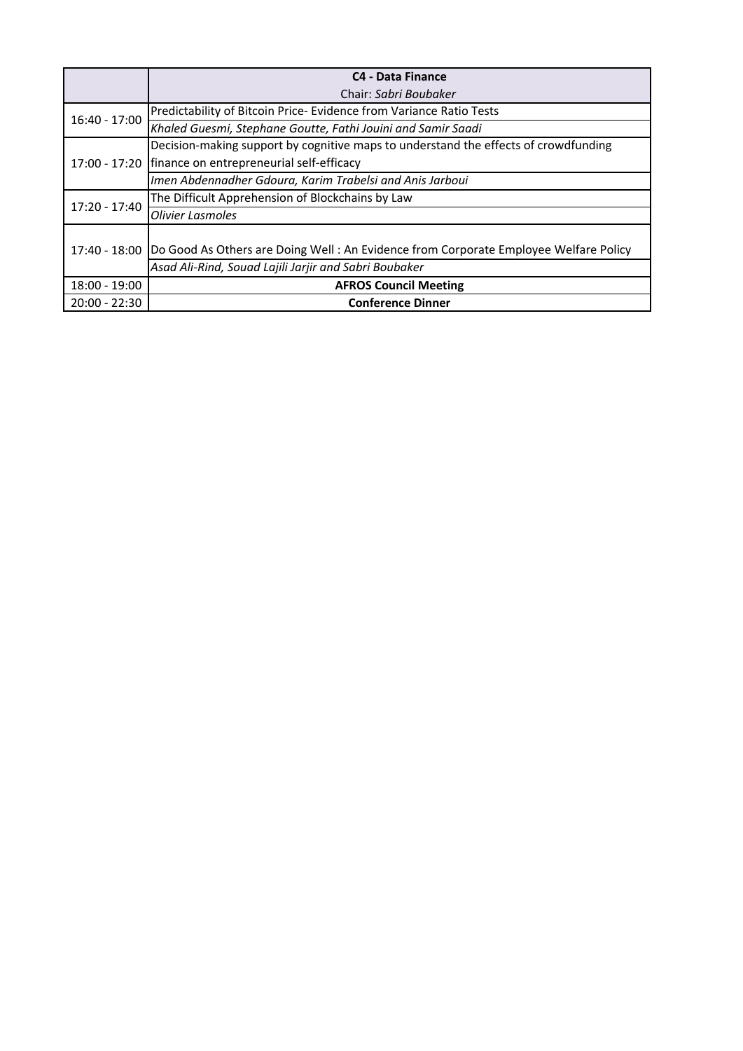| | **C4 - Data Finance**<br>Chair: *Sabri Boubaker* |
|---|---|
| 16:40 - 17:00 | Predictability of Bitcoin Price- Evidence from Variance Ratio Tests |
| | *Khaled Guesmi, Stephane Goutte, Fathi Jouini and Samir Saadi* |
| 17:00 - 17:20 | Decision-making support by cognitive maps to understand the effects of crowdfunding finance on entrepreneurial self-efficacy |
| | *Imen Abdennadher Gdoura, Karim Trabelsi and Anis Jarboui* |
| 17:20 - 17:40 | The Difficult Apprehension of Blockchains by Law |
| | *Olivier Lasmoles* |
| 17:40 - 18:00 | Do Good As Others are Doing Well : An Evidence from Corporate Employee Welfare Policy |
| | *Asad Ali-Rind, Souad Lajili Jarjir and Sabri Boubaker* |
| 18:00 - 19:00 | **AFROS Council Meeting** |
| 20:00 - 22:30 | **Conference Dinner** |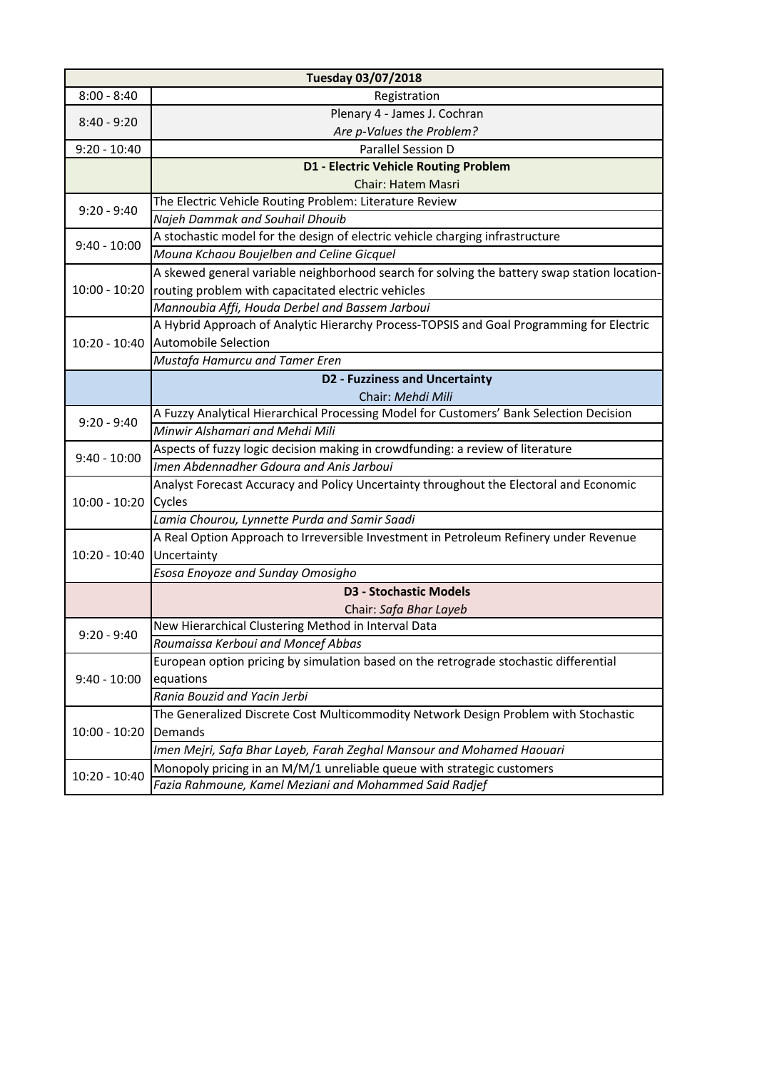| Tuesday 03/07/2018 | |
|---|---|
| 8:00 - 8:40 | Registration |
| 8:40 - 9:20 | Plenary 4 - James J. Cochran<br>*Are p-Values the Problem?* |
| 9:20 - 10:40 | Parallel Session D |
| | **D1 - Electric Vehicle Routing Problem**<br>Chair: Hatem Masri |
| 9:20 - 9:40 | The Electric Vehicle Routing Problem: Literature Review<br>*Najeh Dammak and Souhail Dhouib* |
| 9:40 - 10:00 | A stochastic model for the design of electric vehicle charging infrastructure<br>*Mouna Kchaou Boujelben and Celine Gicquel* |
| 10:00 - 10:20 | A skewed general variable neighborhood search for solving the battery swap station location-routing problem with capacitated electric vehicles<br>*Mannoubia Affi, Houda Derbel and Bassem Jarboui* |
| 10:20 - 10:40 | A Hybrid Approach of Analytic Hierarchy Process-TOPSIS and Goal Programming for Electric Automobile Selection<br>*Mustafa Hamurcu and Tamer Eren* |
| | **D2 - Fuzziness and Uncertainty**<br>Chair: *Mehdi Mili* |
| 9:20 - 9:40 | A Fuzzy Analytical Hierarchical Processing Model for Customers' Bank Selection Decision<br>*Minwir Alshamari and Mehdi Mili* |
| 9:40 - 10:00 | Aspects of fuzzy logic decision making in crowdfunding: a review of literature<br>*Imen Abdennadher Gdoura and Anis Jarboui* |
| 10:00 - 10:20 | Analyst Forecast Accuracy and Policy Uncertainty throughout the Electoral and Economic Cycles<br>*Lamia Chourou, Lynnette Purda and Samir Saadi* |
| 10:20 - 10:40 | A Real Option Approach to Irreversible Investment in Petroleum Refinery under Revenue Uncertainty<br>*Esosa Enoyoze and Sunday Omosigho* |
| | **D3 - Stochastic Models**<br>Chair: *Safa Bhar Layeb* |
| 9:20 - 9:40 | New Hierarchical Clustering Method in Interval Data<br>*Roumaissa Kerboui and Moncef Abbas* |
| 9:40 - 10:00 | European option pricing by simulation based on the retrograde stochastic differential equations<br>*Rania Bouzid and Yacin Jerbi* |
| 10:00 - 10:20 | The Generalized Discrete Cost Multicommodity Network Design Problem with Stochastic Demands<br>*Imen Mejri, Safa Bhar Layeb, Farah Zeghal Mansour and Mohamed Haouari* |
| 10:20 - 10:40 | Monopoly pricing in an M/M/1 unreliable queue with strategic customers<br>*Fazia Rahmoune, Kamel Meziani and Mohammed Said Radjef* |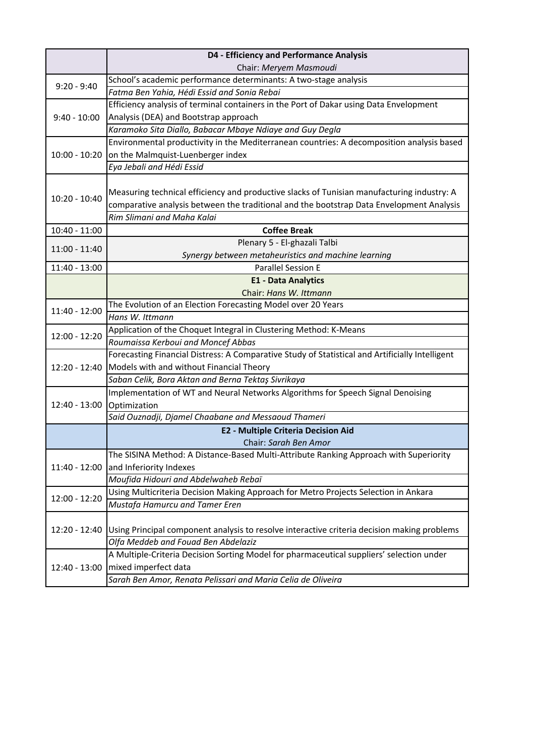| | **D4 - Efficiency and Performance Analysis**<br>Chair: *Meryem Masmoudi* |
|---|---|
| 9:20 - 9:40 | School’s academic performance determinants: A two-stage analysis<br>*Fatma Ben Yahia, Hédi Essid and Sonia Rebai* |
| 9:40 - 10:00 | Efficiency analysis of terminal containers in the Port of Dakar using Data Envelopment Analysis (DEA) and Bootstrap approach<br>*Karamoko Sita Diallo, Babacar Mbaye Ndiaye and Guy Degla* |
| 10:00 - 10:20 | Environmental productivity in the Mediterranean countries: A decomposition analysis based on the Malmquist-Luenberger index<br>*Eya Jebali and Hédi Essid* |
| 10:20 - 10:40 | Measuring technical efficiency and productive slacks of Tunisian manufacturing industry: A comparative analysis between the traditional and the bootstrap Data Envelopment Analysis<br>*Rim Slimani and Maha Kalai* |
| 10:40 - 11:00 | **Coffee Break** |
| 11:00 - 11:40 | Plenary 5 - El-ghazali Talbi<br>*Synergy between metaheuristics and machine learning* |
| 11:40 - 13:00 | Parallel Session E |
| | **E1 - Data Analytics**<br>Chair: *Hans W. Ittmann* |
| 11:40 - 12:00 | The Evolution of an Election Forecasting Model over 20 Years<br>*Hans W. Ittmann* |
| 12:00 - 12:20 | Application of the Choquet Integral in Clustering Method: K-Means<br>*Roumaissa Kerboui and Moncef Abbas* |
| 12:20 - 12:40 | Forecasting Financial Distress: A Comparative Study of Statistical and Artificially Intelligent Models with and without Financial Theory<br>*Saban Celik, Bora Aktan and Berna Tektaş Sivrikaya* |
| 12:40 - 13:00 | Implementation of WT and Neural Networks Algorithms for Speech Signal Denoising Optimization<br>*Said Ouznadji, Djamel Chaabane and Messaoud Thameri* |
| | **E2 - Multiple Criteria Decision Aid**<br>Chair: *Sarah Ben Amor* |
| 11:40 - 12:00 | The SISINA Method: A Distance-Based Multi-Attribute Ranking Approach with Superiority and Inferiority Indexes<br>*Moufida Hidouri and Abdelwaheb Rebaï* |
| 12:00 - 12:20 | Using Multicriteria Decision Making Approach for Metro Projects Selection in Ankara<br>*Mustafa Hamurcu and Tamer Eren* |
| 12:20 - 12:40 | Using Principal component analysis to resolve interactive criteria decision making problems<br>*Olfa Meddeb and Fouad Ben Abdelaziz* |
| 12:40 - 13:00 | A Multiple-Criteria Decision Sorting Model for pharmaceutical suppliers’ selection under mixed imperfect data<br>*Sarah Ben Amor, Renata Pelissari and Maria Celia de Oliveira* |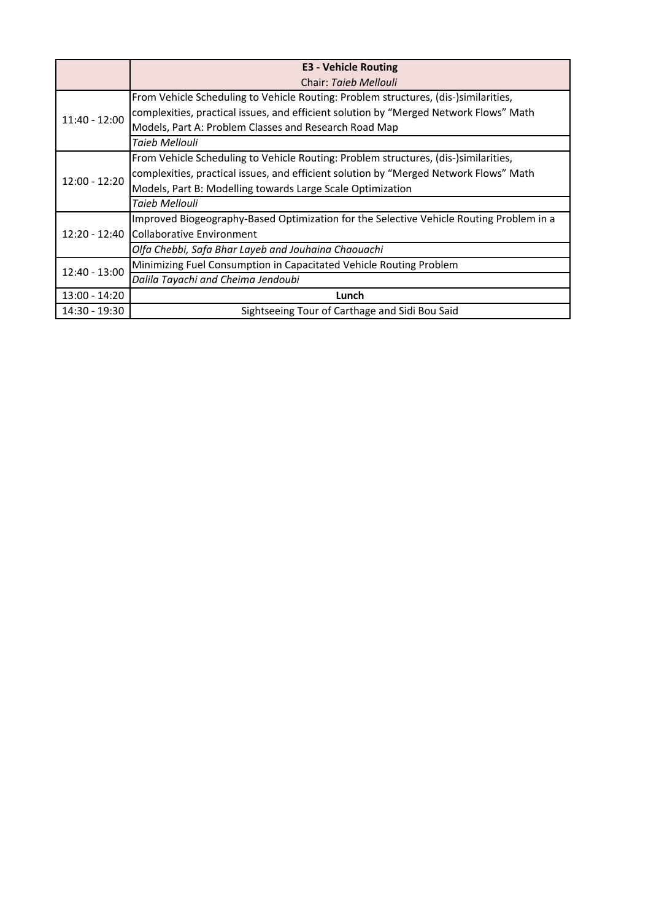| | **E3 - Vehicle Routing**<br>Chair: *Taieb Mellouli* |
|---|---|
| 11:40 - 12:00 | From Vehicle Scheduling to Vehicle Routing: Problem structures, (dis-)similarities, complexities, practical issues, and efficient solution by "Merged Network Flows" Math Models, Part A: Problem Classes and Research Road Map<br>*Taieb Mellouli* |
| 12:00 - 12:20 | From Vehicle Scheduling to Vehicle Routing: Problem structures, (dis-)similarities, complexities, practical issues, and efficient solution by "Merged Network Flows" Math Models, Part B: Modelling towards Large Scale Optimization<br>*Taieb Mellouli* |
| 12:20 - 12:40 | Improved Biogeography-Based Optimization for the Selective Vehicle Routing Problem in a Collaborative Environment<br>*Olfa Chebbi, Safa Bhar Layeb and Jouhaina Chaouachi* |
| 12:40 - 13:00 | Minimizing Fuel Consumption in Capacitated Vehicle Routing Problem<br>*Dalila Tayachi and Cheima Jendoubi* |
| 13:00 - 14:20 | **Lunch** |
| 14:30 - 19:30 | Sightseeing Tour of Carthage and Sidi Bou Said |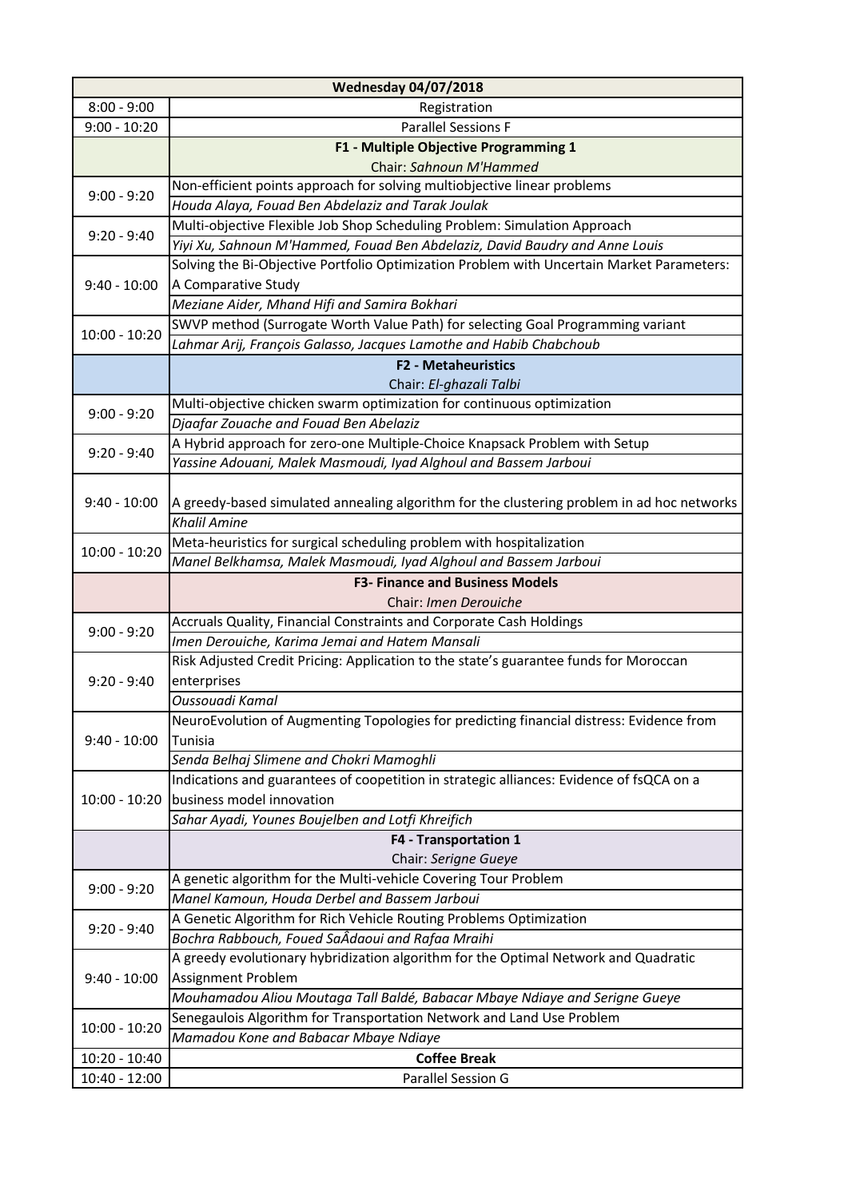| Wednesday 04/07/2018 | |
|---|---|
| 8:00 - 9:00 | Registration |
| 9:00 - 10:20 | Parallel Sessions F |
| | **F1 - Multiple Objective Programming 1**<br>Chair: *Sahnoun M'Hammed* |
| 9:00 - 9:20 | Non-efficient points approach for solving multiobjective linear problems<br>*Houda Alaya, Fouad Ben Abdelaziz and Tarak Joulak* |
| 9:20 - 9:40 | Multi-objective Flexible Job Shop Scheduling Problem: Simulation Approach<br>*Yiyi Xu, Sahnoun M'Hammed, Fouad Ben Abdelaziz, David Baudry and Anne Louis* |
| 9:40 - 10:00 | Solving the Bi-Objective Portfolio Optimization Problem with Uncertain Market Parameters: A Comparative Study<br>*Meziane Aider, Mhand Hifi and Samira Bokhari* |
| 10:00 - 10:20 | SWVP method (Surrogate Worth Value Path) for selecting Goal Programming variant<br>*Lahmar Arij, François Galasso, Jacques Lamothe and Habib Chabchoub* |
| | **F2 - Metaheuristics**<br>Chair: *El-ghazali Talbi* |
| 9:00 - 9:20 | Multi-objective chicken swarm optimization for continuous optimization<br>*Djaafar Zouache and Fouad Ben Abelaziz* |
| 9:20 - 9:40 | A Hybrid approach for zero-one Multiple-Choice Knapsack Problem with Setup<br>*Yassine Adouani, Malek Masmoudi, Iyad Alghoul and Bassem Jarboui* |
| 9:40 - 10:00 | A greedy-based simulated annealing algorithm for the clustering problem in ad hoc networks<br>*Khalil Amine* |
| 10:00 - 10:20 | Meta-heuristics for surgical scheduling problem with hospitalization<br>*Manel Belkhamsa, Malek Masmoudi, Iyad Alghoul and Bassem Jarboui* |
| | **F3- Finance and Business Models**<br>Chair: *Imen Derouiche* |
| 9:00 - 9:20 | Accruals Quality, Financial Constraints and Corporate Cash Holdings<br>*Imen Derouiche, Karima Jemai and Hatem Mansali* |
| 9:20 - 9:40 | Risk Adjusted Credit Pricing: Application to the state's guarantee funds for Moroccan enterprises<br>*Oussouadi Kamal* |
| 9:40 - 10:00 | NeuroEvolution of Augmenting Topologies for predicting financial distress: Evidence from Tunisia<br>*Senda Belhaj Slimene and Chokri Mamoghli* |
| 10:00 - 10:20 | Indications and guarantees of coopetition in strategic alliances: Evidence of fsQCA on a business model innovation<br>*Sahar Ayadi, Younes Boujelben and Lotfi Khreifich* |
| | **F4 - Transportation 1**<br>Chair: *Serigne Gueye* |
| 9:00 - 9:20 | A genetic algorithm for the Multi-vehicle Covering Tour Problem<br>*Manel Kamoun, Houda Derbel and Bassem Jarboui* |
| 9:20 - 9:40 | A Genetic Algorithm for Rich Vehicle Routing Problems Optimization<br>*Bochra Rabbouch, Foued SaÂdaoui and Rafaa Mraihi* |
| 9:40 - 10:00 | A greedy evolutionary hybridization algorithm for the Optimal Network and Quadratic Assignment Problem<br>*Mouhamadou Aliou Moutaga Tall Baldé, Babacar Mbaye Ndiaye and Serigne Gueye* |
| 10:00 - 10:20 | Senegaulois Algorithm for Transportation Network and Land Use Problem<br>*Mamadou Kone and Babacar Mbaye Ndiaye* |
| 10:20 - 10:40 | **Coffee Break** |
| 10:40 - 12:00 | Parallel Session G |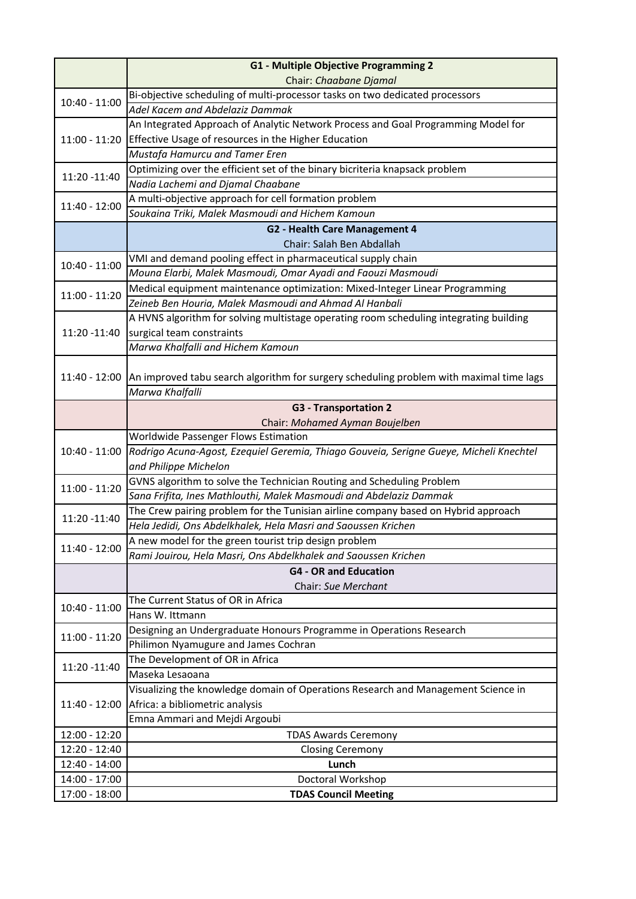| | |
|---|---|
| | **G1 - Multiple Objective Programming 2** |
| | Chair: *Chaabane Djamal* |
| 10:40 - 11:00 | Bi-objective scheduling of multi-processor tasks on two dedicated processors |
| | *Adel Kacem and Abdelaziz Dammak* |
| 11:00 - 11:20 | An Integrated Approach of Analytic Network Process and Goal Programming Model for Effective Usage of resources in the Higher Education |
| | *Mustafa Hamurcu and Tamer Eren* |
| 11:20 -11:40 | Optimizing over the efficient set of the binary bicriteria knapsack problem |
| | *Nadia Lachemi and Djamal Chaabane* |
| 11:40 - 12:00 | A multi-objective approach for cell formation problem |
| | *Soukaina Triki, Malek Masmoudi and Hichem Kamoun* |
| | **G2 - Health Care Management 4** |
| | Chair: Salah Ben Abdallah |
| 10:40 - 11:00 | VMI and demand pooling effect in pharmaceutical supply chain |
| | *Mouna Elarbi, Malek Masmoudi, Omar Ayadi and Faouzi Masmoudi* |
| 11:00 - 11:20 | Medical equipment maintenance optimization: Mixed-Integer Linear Programming |
| | *Zeineb Ben Houria, Malek Masmoudi and Ahmad Al Hanbali* |
| 11:20 -11:40 | A HVNS algorithm for solving multistage operating room scheduling integrating building surgical team constraints |
| | *Marwa Khalfalli and Hichem Kamoun* |
| 11:40 - 12:00 | An improved tabu search algorithm for surgery scheduling problem with maximal time lags |
| | *Marwa Khalfalli* |
| | **G3 - Transportation 2** |
| | Chair: *Mohamed Ayman Boujelben* |
| 10:40 - 11:00 | Worldwide Passenger Flows Estimation |
| | *Rodrigo Acuna-Agost, Ezequiel Geremia, Thiago Gouveia, Serigne Gueye, Micheli Knechtel and Philippe Michelon* |
| 11:00 - 11:20 | GVNS algorithm to solve the Technician Routing and Scheduling Problem |
| | *Sana Frifita, Ines Mathlouthi, Malek Masmoudi and Abdelaziz Dammak* |
| 11:20 -11:40 | The Crew pairing problem for the Tunisian airline company based on Hybrid approach |
| | *Hela Jedidi, Ons Abdelkhalek, Hela Masri and Saoussen Krichen* |
| 11:40 - 12:00 | A new model for the green tourist trip design problem |
| | *Rami Jouirou, Hela Masri, Ons Abdelkhalek and Saoussen Krichen* |
| | **G4 - OR and Education** |
| | Chair: *Sue Merchant* |
| 10:40 - 11:00 | The Current Status of OR in Africa |
| | Hans W. Ittmann |
| 11:00 - 11:20 | Designing an Undergraduate Honours Programme in Operations Research |
| | Philimon Nyamugure and James Cochran |
| 11:20 -11:40 | The Development of OR in Africa |
| | Maseka Lesaoana |
| 11:40 - 12:00 | Visualizing the knowledge domain of Operations Research and Management Science in Africa: a bibliometric analysis |
| | Emna Ammari and Mejdi Argoubi |
| 12:00 - 12:20 | TDAS Awards Ceremony |
| 12:20 - 12:40 | Closing Ceremony |
| 12:40 - 14:00 | **Lunch** |
| 14:00 - 17:00 | Doctoral Workshop |
| 17:00 - 18:00 | **TDAS Council Meeting** |